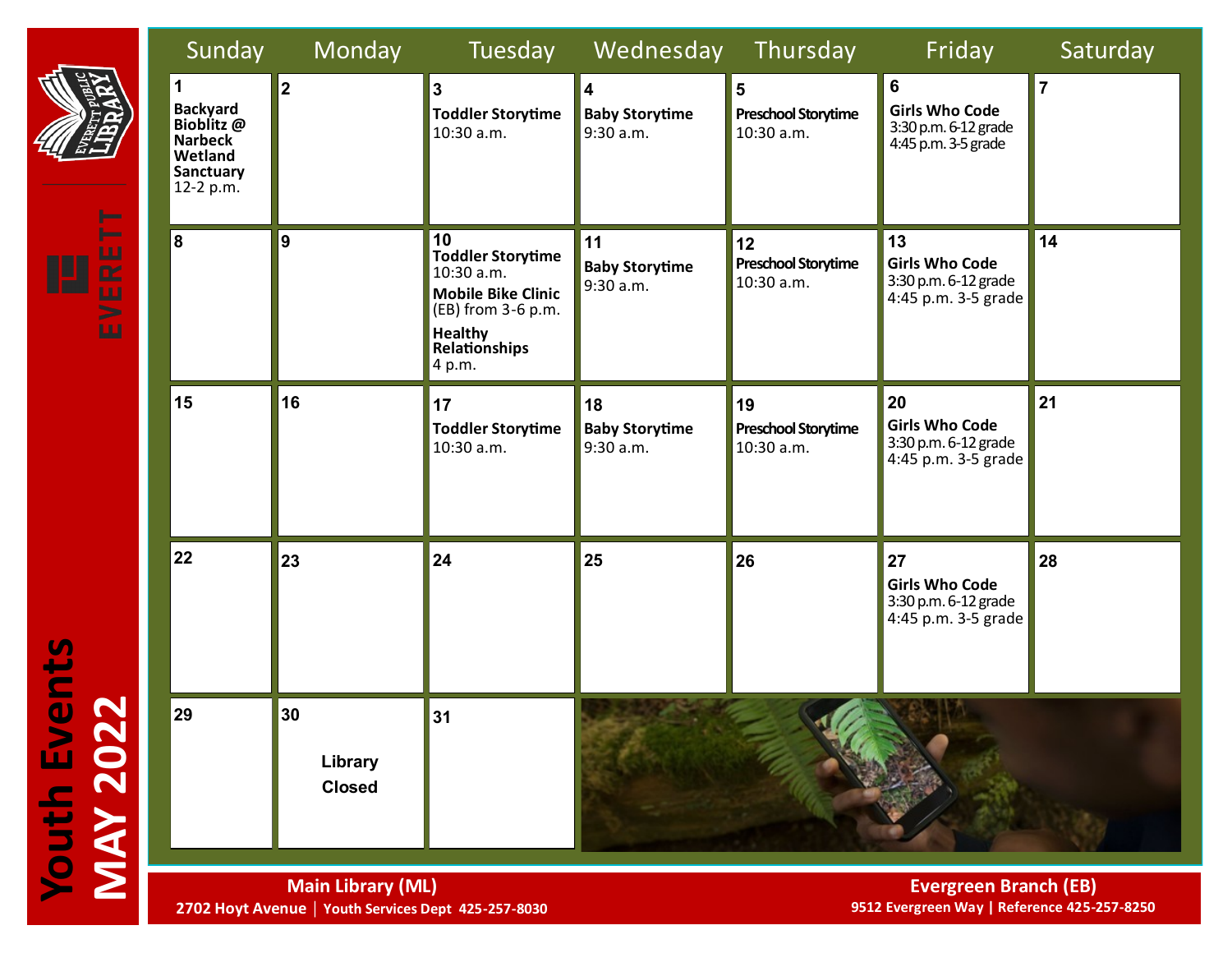# Youth Events MAY 2022

EVERETT PUBLIC LIBRARY

EVERETT

| Sunday | Monday | Tuesday | Wednesday | Thursday | Friday | Saturday |
|---|---|---|---|---|---|---|
| 1<br>**Backyard Bioblitz @ Narbeck Wetland Sanctuary**<br>12-2 p.m. | 2 | 3<br>**Toddler Storytime**<br>10:30 a.m. | 4<br>**Baby Storytime**<br>9:30 a.m. | 5<br>**Preschool Storytime**<br>10:30 a.m. | 6<br>**Girls Who Code**<br>3:30 p.m. 6-12 grade<br>4:45 p.m. 3-5 grade | 7 |
| 8 | 9 | 10<br>**Toddler Storytime**<br>10:30 a.m.<br>**Mobile Bike Clinic**<br>(EB) from 3-6 p.m.<br>**Healthy Relationships**<br>4 p.m. | 11<br>**Baby Storytime**<br>9:30 a.m. | 12<br>**Preschool Storytime**<br>10:30 a.m. | 13<br>**Girls Who Code**<br>3:30 p.m. 6-12 grade<br>4:45 p.m. 3-5 grade | 14 |
| 15 | 16 | 17<br>**Toddler Storytime**<br>10:30 a.m. | 18<br>**Baby Storytime**<br>9:30 a.m. | 19<br>**Preschool Storytime**<br>10:30 a.m. | 20<br>**Girls Who Code**<br>3:30 p.m. 6-12 grade<br>4:45 p.m. 3-5 grade | 21 |
| 22 | 23 | 24 | 25 | 26 | 27<br>**Girls Who Code**<br>3:30 p.m. 6-12 grade<br>4:45 p.m. 3-5 grade | 28 |
| 29 | 30<br>**Library Closed** | 31 | | | | |

**Main Library (ML)**
**2702 Hoyt Avenue | Youth Services Dept 425-257-8030**

**Evergreen Branch (EB)**
**9512 Evergreen Way | Reference 425-257-8250**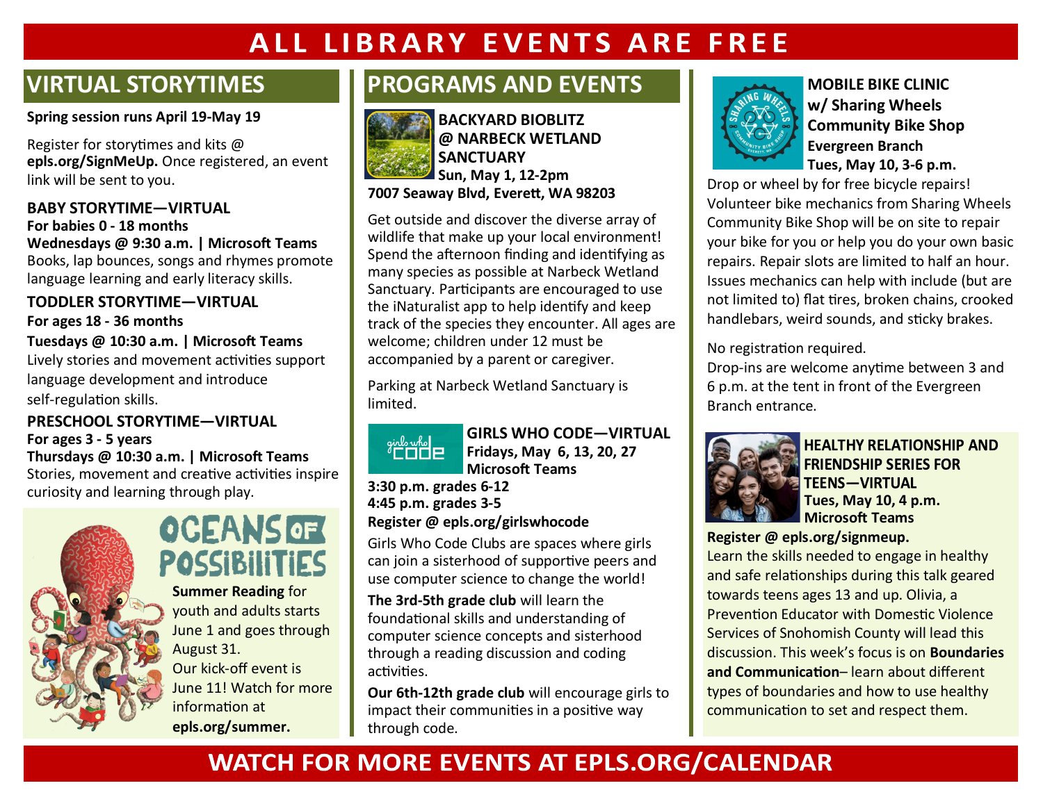# ALL LIBRARY EVENTS ARE FREE

## VIRTUAL STORYTIMES

**Spring session runs April 19-May 19**

Register for storytimes and kits @ **epls.org/SignMeUp.** Once registered, an event link will be sent to you.

### BABY STORYTIME—VIRTUAL

**For babies 0 - 18 months**
**Wednesdays @ 9:30 a.m. | Microsoft Teams**
Books, lap bounces, songs and rhymes promote language learning and early literacy skills.

### TODDLER STORYTIME—VIRTUAL

**For ages 18 - 36 months**
**Tuesdays @ 10:30 a.m. | Microsoft Teams**
Lively stories and movement activities support language development and introduce self-regulation skills.

### PRESCHOOL STORYTIME—VIRTUAL

**For ages 3 - 5 years**
**Thursdays @ 10:30 a.m. | Microsoft Teams**
Stories, movement and creative activities inspire curiosity and learning through play.

### OCEANS OF POSSIBILITIES

**Summer Reading** for youth and adults starts June 1 and goes through August 31.
Our kick-off event is June 11! Watch for more information at **epls.org/summer.**

## PROGRAMS AND EVENTS

### BACKYARD BIOBLITZ @ NARBECK WETLAND SANCTUARY

**Sun, May 1, 12-2pm**
**7007 Seaway Blvd, Everett, WA 98203**

Get outside and discover the diverse array of wildlife that make up your local environment! Spend the afternoon finding and identifying as many species as possible at Narbeck Wetland Sanctuary. Participants are encouraged to use the iNaturalist app to help identify and keep track of the species they encounter. All ages are welcome; children under 12 must be accompanied by a parent or caregiver.

Parking at Narbeck Wetland Sanctuary is limited.

### GIRLS WHO CODE—VIRTUAL

**Fridays, May 6, 13, 20, 27**
**Microsoft Teams**
**3:30 p.m. grades 6-12**
**4:45 p.m. grades 3-5**
**Register @ epls.org/girlswhocode**

Girls Who Code Clubs are spaces where girls can join a sisterhood of supportive peers and use computer science to change the world!

**The 3rd-5th grade club** will learn the foundational skills and understanding of computer science concepts and sisterhood through a reading discussion and coding activities.

**Our 6th-12th grade club** will encourage girls to impact their communities in a positive way through code.

### MOBILE BIKE CLINIC w/ Sharing Wheels Community Bike Shop

**Evergreen Branch**
**Tues, May 10, 3-6 p.m.**

Drop or wheel by for free bicycle repairs! Volunteer bike mechanics from Sharing Wheels Community Bike Shop will be on site to repair your bike for you or help you do your own basic repairs. Repair slots are limited to half an hour. Issues mechanics can help with include (but are not limited to) flat tires, broken chains, crooked handlebars, weird sounds, and sticky brakes.

No registration required.
Drop-ins are welcome anytime between 3 and 6 p.m. at the tent in front of the Evergreen Branch entrance.

### HEALTHY RELATIONSHIP AND FRIENDSHIP SERIES FOR TEENS—VIRTUAL

**Tues, May 10, 4 p.m.**
**Microsoft Teams**
**Register @ epls.org/signmeup.**

Learn the skills needed to engage in healthy and safe relationships during this talk geared towards teens ages 13 and up. Olivia, a Prevention Educator with Domestic Violence Services of Snohomish County will lead this discussion. This week's focus is on **Boundaries and Communication**– learn about different types of boundaries and how to use healthy communication to set and respect them.

## WATCH FOR MORE EVENTS AT EPLS.ORG/CALENDAR